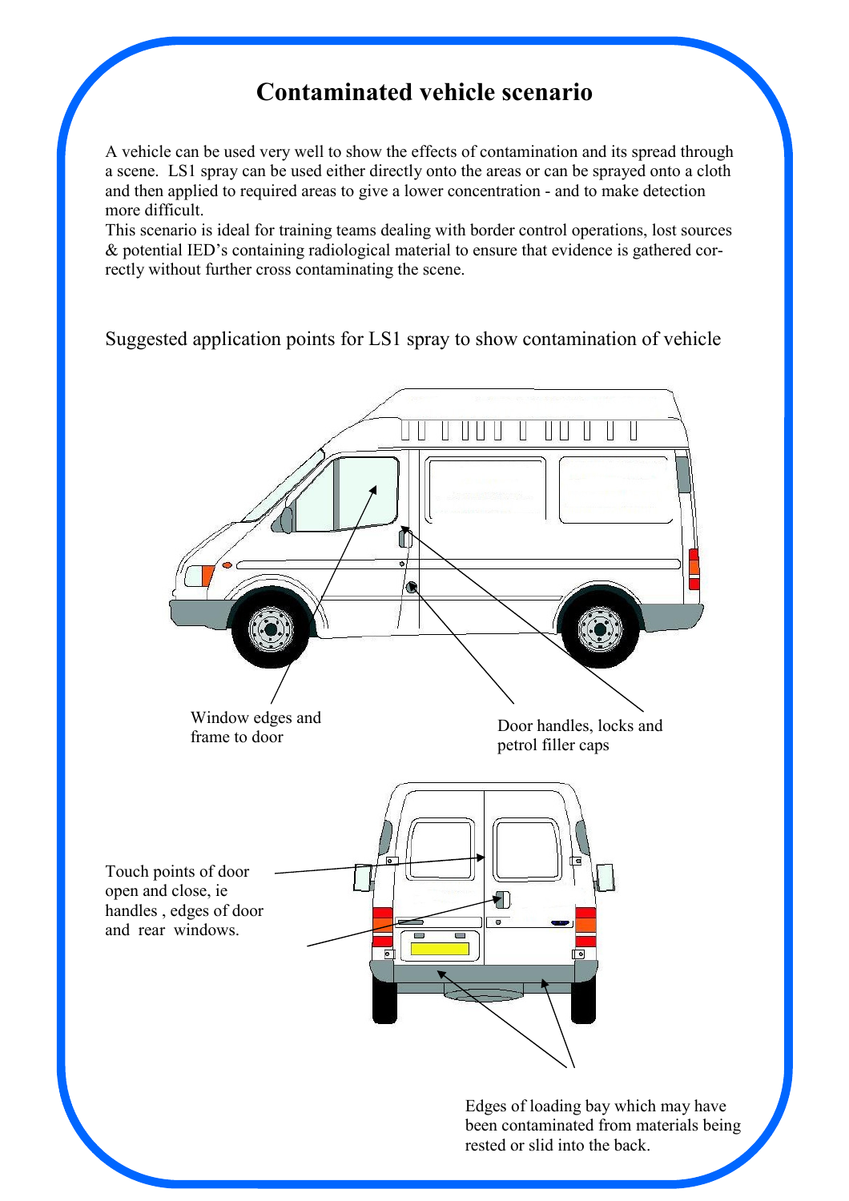# Contaminated vehicle scenario

A vehicle can be used very well to show the effects of contamination and its spread through a scene. LS1 spray can be used either directly onto the areas or can be sprayed onto a cloth and then applied to required areas to give a lower concentration - and to make detection more difficult.
This scenario is ideal for training teams dealing with border control operations, lost sources & potential IED's containing radiological material to ensure that evidence is gathered correctly without further cross contaminating the scene.

Suggested application points for LS1 spray to show contamination of vehicle

Window edges and frame to door

Door handles, locks and petrol filler caps

Touch points of door open and close, ie handles , edges of door and rear windows.

Edges of loading bay which may have been contaminated from materials being rested or slid into the back.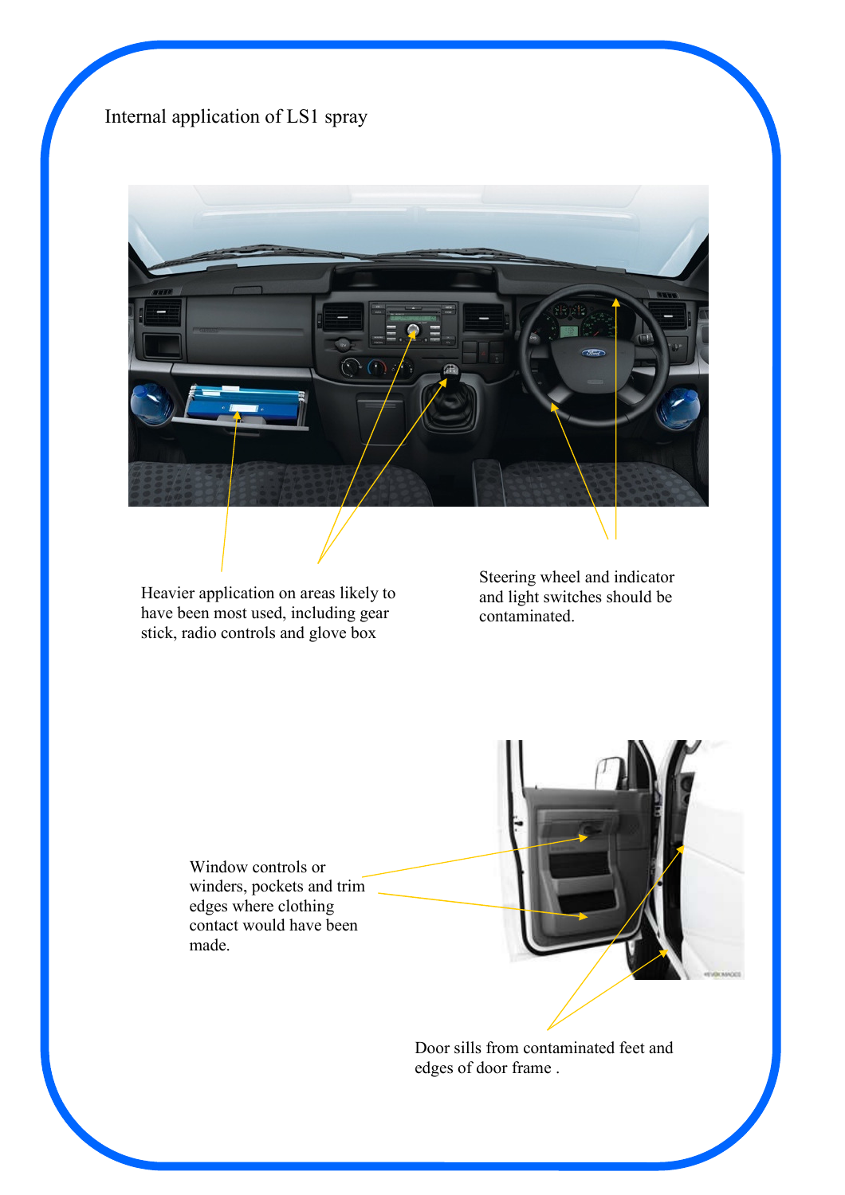Internal application of LS1 spray

Heavier application on areas likely to have been most used, including gear stick, radio controls and glove box

Steering wheel and indicator and light switches should be contaminated.

Window controls or winders, pockets and trim edges where clothing contact would have been made.

Door sills from contaminated feet and edges of door frame .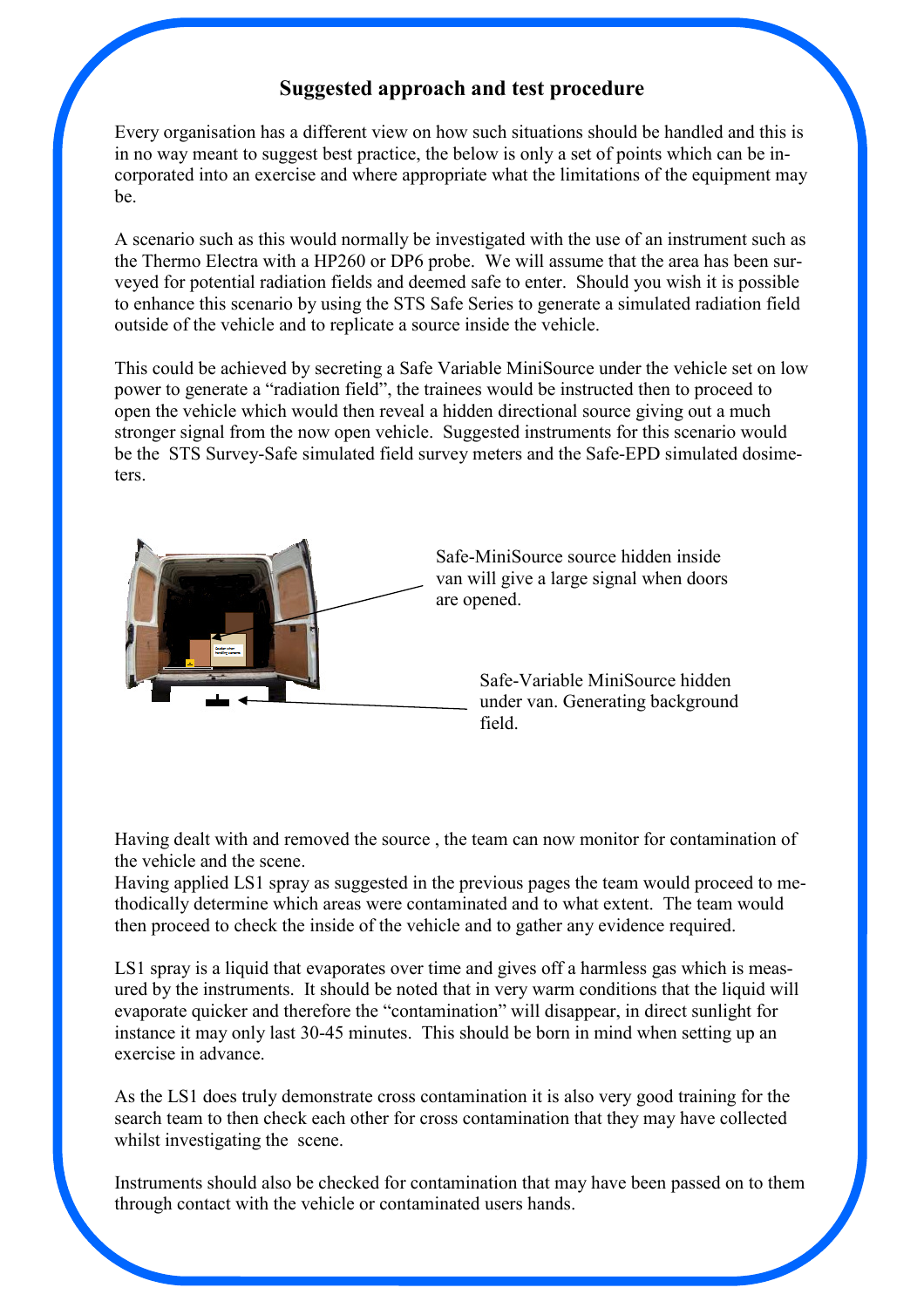## Suggested approach and test procedure

Every organisation has a different view on how such situations should be handled and this is in no way meant to suggest best practice, the below is only a set of points which can be incorporated into an exercise and where appropriate what the limitations of the equipment may be.

A scenario such as this would normally be investigated with the use of an instrument such as the Thermo Electra with a HP260 or DP6 probe. We will assume that the area has been surveyed for potential radiation fields and deemed safe to enter. Should you wish it is possible to enhance this scenario by using the STS Safe Series to generate a simulated radiation field outside of the vehicle and to replicate a source inside the vehicle.

This could be achieved by secreting a Safe Variable MiniSource under the vehicle set on low power to generate a "radiation field", the trainees would be instructed then to proceed to open the vehicle which would then reveal a hidden directional source giving out a much stronger signal from the now open vehicle. Suggested instruments for this scenario would be the STS Survey-Safe simulated field survey meters and the Safe-EPD simulated dosimeters.

Safe-MiniSource source hidden inside van will give a large signal when doors are opened.

Safe-Variable MiniSource hidden under van. Generating background field.

Having dealt with and removed the source , the team can now monitor for contamination of the vehicle and the scene.
Having applied LS1 spray as suggested in the previous pages the team would proceed to methodically determine which areas were contaminated and to what extent. The team would then proceed to check the inside of the vehicle and to gather any evidence required.

LS1 spray is a liquid that evaporates over time and gives off a harmless gas which is measured by the instruments. It should be noted that in very warm conditions that the liquid will evaporate quicker and therefore the "contamination" will disappear, in direct sunlight for instance it may only last 30-45 minutes. This should be born in mind when setting up an exercise in advance.

As the LS1 does truly demonstrate cross contamination it is also very good training for the search team to then check each other for cross contamination that they may have collected whilst investigating the scene.

Instruments should also be checked for contamination that may have been passed on to them through contact with the vehicle or contaminated users hands.